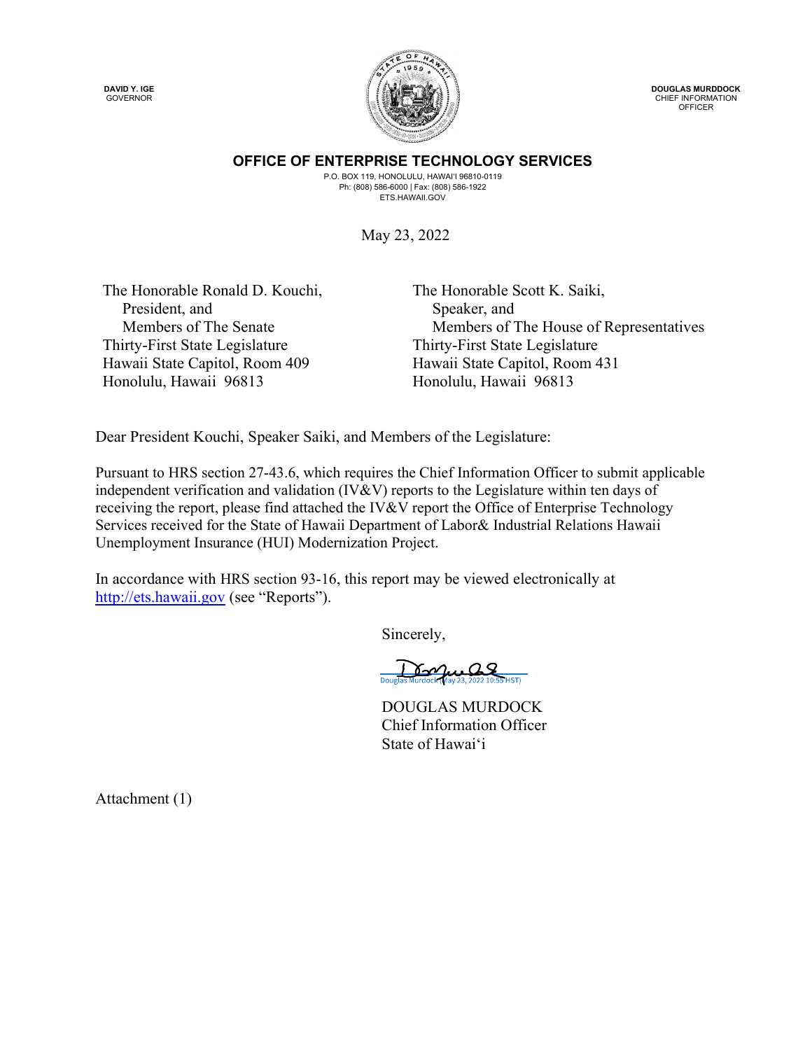**DAVID Y. IGE**
GOVERNOR

**DOUGLAS MURDDOCK**
CHIEF INFORMATION OFFICER

## OFFICE OF ENTERPRISE TECHNOLOGY SERVICES

P.O. BOX 119, HONOLULU, HAWAI'I 96810-0119
Ph: (808) 586-6000 | Fax: (808) 586-1922
ETS.HAWAII.GOV

May 23, 2022

The Honorable Ronald D. Kouchi,
President, and
Members of The Senate
Thirty-First State Legislature
Hawaii State Capitol, Room 409
Honolulu, Hawaii 96813

The Honorable Scott K. Saiki,
Speaker, and
Members of The House of Representatives
Thirty-First State Legislature
Hawaii State Capitol, Room 431
Honolulu, Hawaii 96813

Dear President Kouchi, Speaker Saiki, and Members of the Legislature:

Pursuant to HRS section 27-43.6, which requires the Chief Information Officer to submit applicable independent verification and validation (IV&V) reports to the Legislature within ten days of receiving the report, please find attached the IV&V report the Office of Enterprise Technology Services received for the State of Hawaii Department of Labor& Industrial Relations Hawaii Unemployment Insurance (HUI) Modernization Project.

In accordance with HRS section 93-16, this report may be viewed electronically at http://ets.hawaii.gov (see "Reports").

Sincerely,

Douglas Murdock (May 23, 2022 10:55 HST)

DOUGLAS MURDOCK
Chief Information Officer
State of Hawaiʻi

Attachment (1)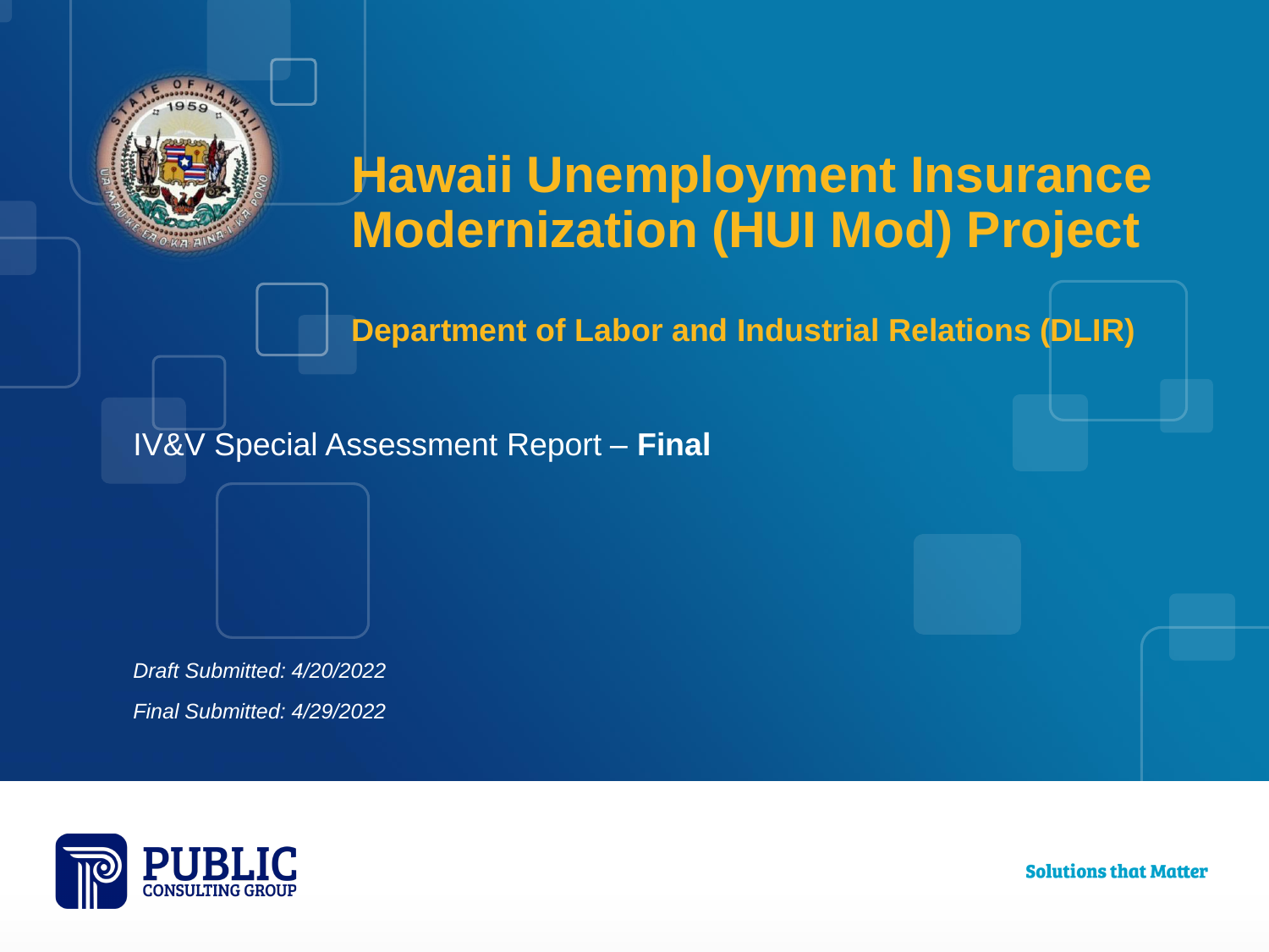# Hawaii Unemployment Insurance Modernization (HUI Mod) Project

## Department of Labor and Industrial Relations (DLIR)

IV&V Special Assessment Report – **Final**

*Draft Submitted: 4/20/2022*

*Final Submitted: 4/29/2022*

PUBLIC CONSULTING GROUP

**Solutions that Matter**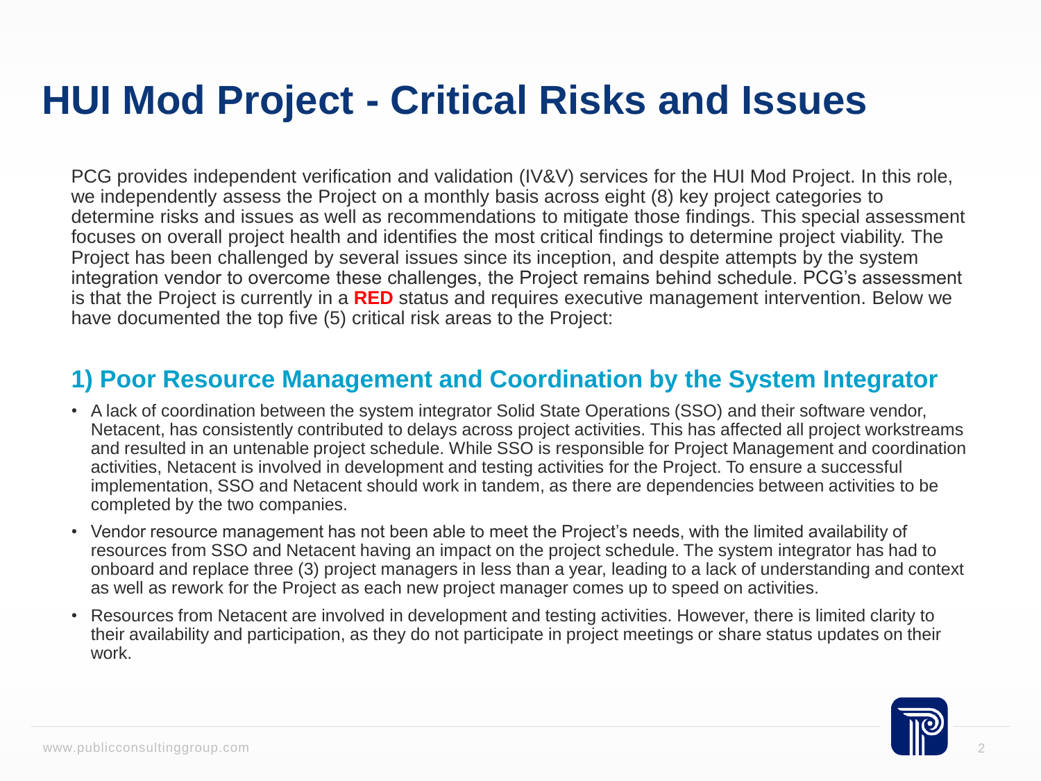# HUI Mod Project - Critical Risks and Issues

PCG provides independent verification and validation (IV&V) services for the HUI Mod Project. In this role, we independently assess the Project on a monthly basis across eight (8) key project categories to determine risks and issues as well as recommendations to mitigate those findings. This special assessment focuses on overall project health and identifies the most critical findings to determine project viability. The Project has been challenged by several issues since its inception, and despite attempts by the system integration vendor to overcome these challenges, the Project remains behind schedule. PCG's assessment is that the Project is currently in a **RED** status and requires executive management intervention. Below we have documented the top five (5) critical risk areas to the Project:

## 1) Poor Resource Management and Coordination by the System Integrator

- A lack of coordination between the system integrator Solid State Operations (SSO) and their software vendor, Netacent, has consistently contributed to delays across project activities. This has affected all project workstreams and resulted in an untenable project schedule. While SSO is responsible for Project Management and coordination activities, Netacent is involved in development and testing activities for the Project. To ensure a successful implementation, SSO and Netacent should work in tandem, as there are dependencies between activities to be completed by the two companies.
- Vendor resource management has not been able to meet the Project's needs, with the limited availability of resources from SSO and Netacent having an impact on the project schedule. The system integrator has had to onboard and replace three (3) project managers in less than a year, leading to a lack of understanding and context as well as rework for the Project as each new project manager comes up to speed on activities.
- Resources from Netacent are involved in development and testing activities. However, there is limited clarity to their availability and participation, as they do not participate in project meetings or share status updates on their work.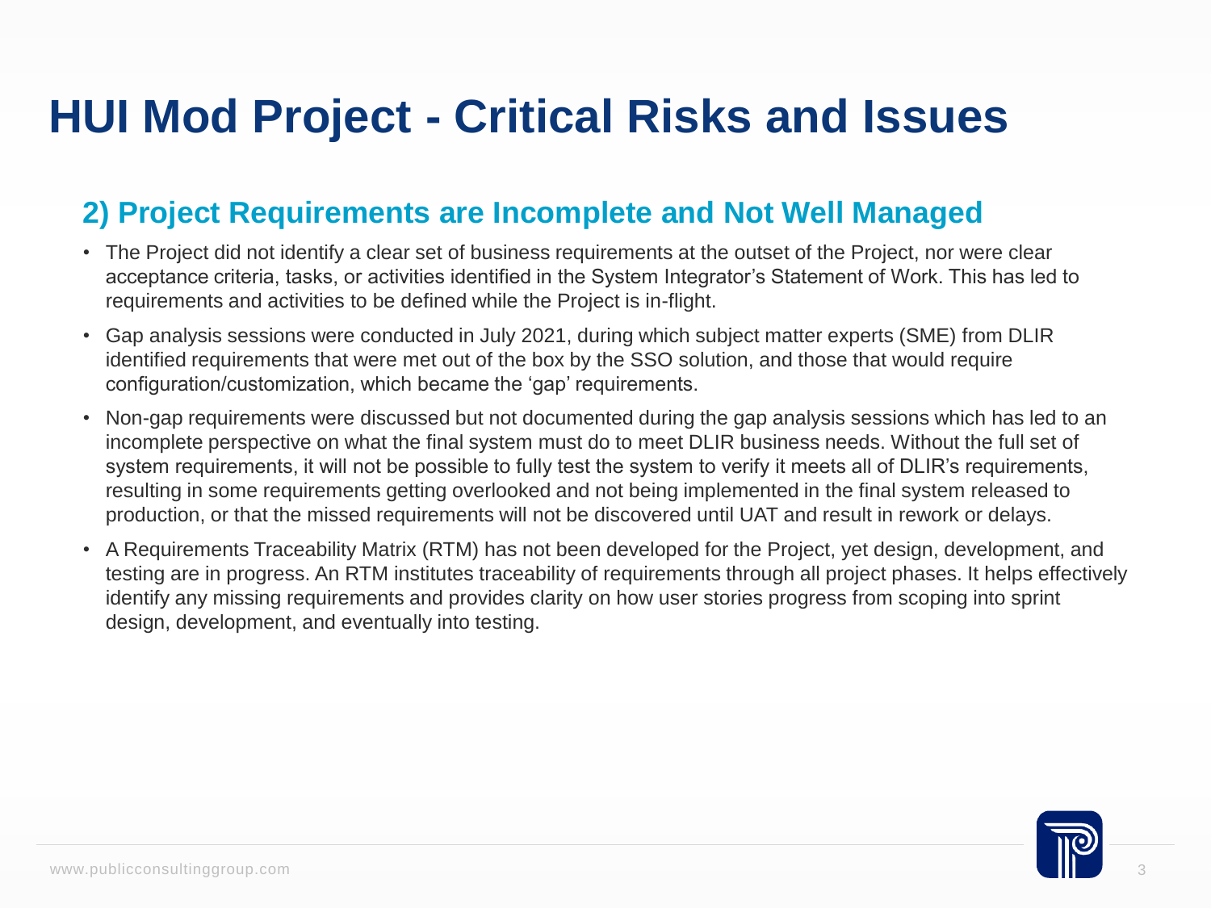# HUI Mod Project - Critical Risks and Issues

## 2) Project Requirements are Incomplete and Not Well Managed

- The Project did not identify a clear set of business requirements at the outset of the Project, nor were clear acceptance criteria, tasks, or activities identified in the System Integrator's Statement of Work. This has led to requirements and activities to be defined while the Project is in-flight.
- Gap analysis sessions were conducted in July 2021, during which subject matter experts (SME) from DLIR identified requirements that were met out of the box by the SSO solution, and those that would require configuration/customization, which became the 'gap' requirements.
- Non-gap requirements were discussed but not documented during the gap analysis sessions which has led to an incomplete perspective on what the final system must do to meet DLIR business needs. Without the full set of system requirements, it will not be possible to fully test the system to verify it meets all of DLIR's requirements, resulting in some requirements getting overlooked and not being implemented in the final system released to production, or that the missed requirements will not be discovered until UAT and result in rework or delays.
- A Requirements Traceability Matrix (RTM) has not been developed for the Project, yet design, development, and testing are in progress. An RTM institutes traceability of requirements through all project phases. It helps effectively identify any missing requirements and provides clarity on how user stories progress from scoping into sprint design, development, and eventually into testing.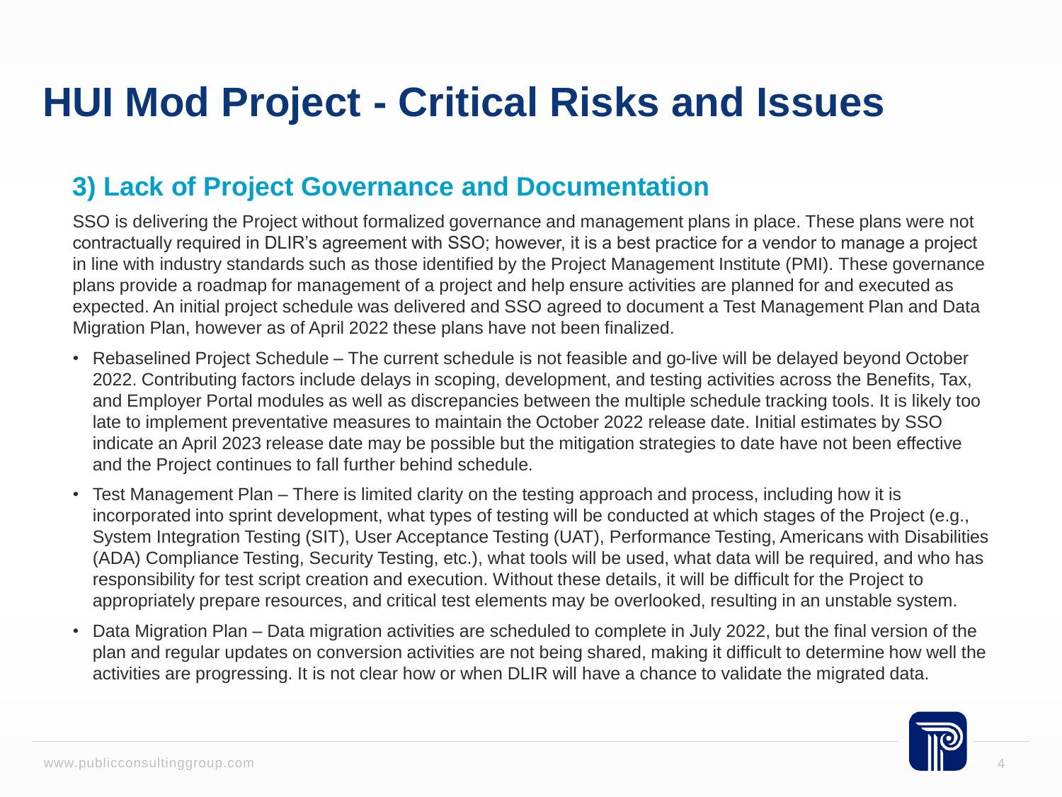# HUI Mod Project - Critical Risks and Issues

## 3) Lack of Project Governance and Documentation

SSO is delivering the Project without formalized governance and management plans in place. These plans were not contractually required in DLIR's agreement with SSO; however, it is a best practice for a vendor to manage a project in line with industry standards such as those identified by the Project Management Institute (PMI). These governance plans provide a roadmap for management of a project and help ensure activities are planned for and executed as expected. An initial project schedule was delivered and SSO agreed to document a Test Management Plan and Data Migration Plan, however as of April 2022 these plans have not been finalized.

- Rebaselined Project Schedule – The current schedule is not feasible and go-live will be delayed beyond October 2022. Contributing factors include delays in scoping, development, and testing activities across the Benefits, Tax, and Employer Portal modules as well as discrepancies between the multiple schedule tracking tools. It is likely too late to implement preventative measures to maintain the October 2022 release date. Initial estimates by SSO indicate an April 2023 release date may be possible but the mitigation strategies to date have not been effective and the Project continues to fall further behind schedule.
- Test Management Plan – There is limited clarity on the testing approach and process, including how it is incorporated into sprint development, what types of testing will be conducted at which stages of the Project (e.g., System Integration Testing (SIT), User Acceptance Testing (UAT), Performance Testing, Americans with Disabilities (ADA) Compliance Testing, Security Testing, etc.), what tools will be used, what data will be required, and who has responsibility for test script creation and execution. Without these details, it will be difficult for the Project to appropriately prepare resources, and critical test elements may be overlooked, resulting in an unstable system.
- Data Migration Plan – Data migration activities are scheduled to complete in July 2022, but the final version of the plan and regular updates on conversion activities are not being shared, making it difficult to determine how well the activities are progressing. It is not clear how or when DLIR will have a chance to validate the migrated data.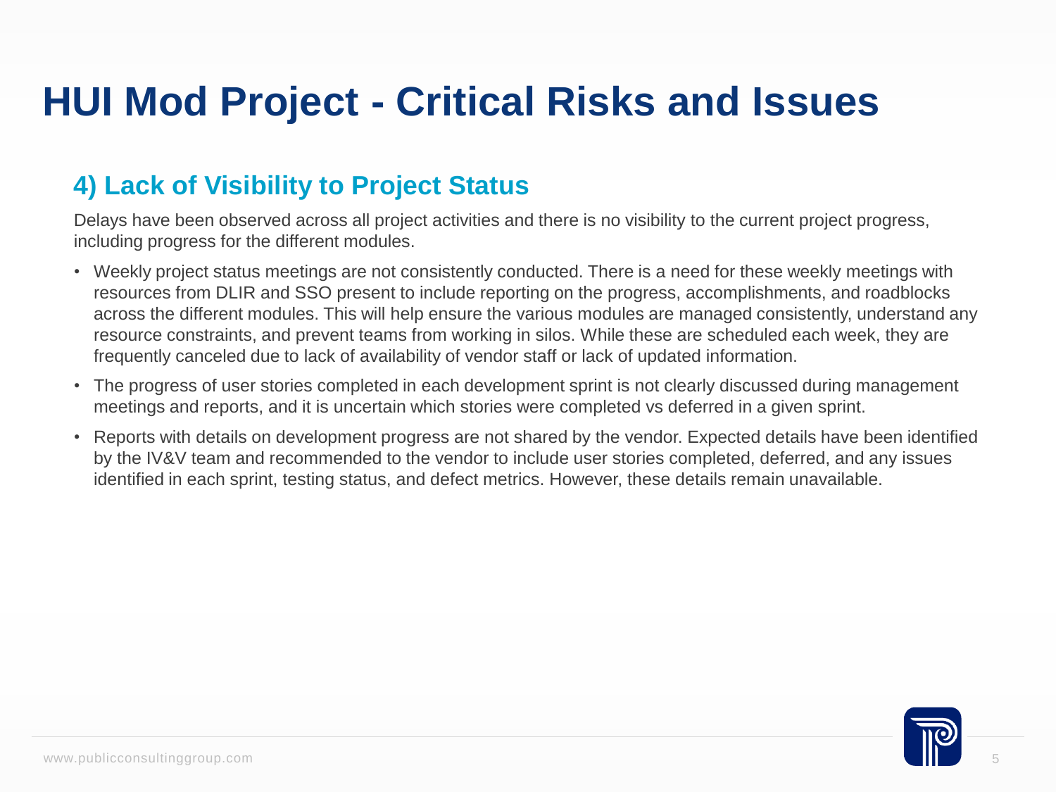# HUI Mod Project - Critical Risks and Issues

## 4) Lack of Visibility to Project Status

Delays have been observed across all project activities and there is no visibility to the current project progress, including progress for the different modules.

- Weekly project status meetings are not consistently conducted. There is a need for these weekly meetings with resources from DLIR and SSO present to include reporting on the progress, accomplishments, and roadblocks across the different modules. This will help ensure the various modules are managed consistently, understand any resource constraints, and prevent teams from working in silos. While these are scheduled each week, they are frequently canceled due to lack of availability of vendor staff or lack of updated information.
- The progress of user stories completed in each development sprint is not clearly discussed during management meetings and reports, and it is uncertain which stories were completed vs deferred in a given sprint.
- Reports with details on development progress are not shared by the vendor. Expected details have been identified by the IV&V team and recommended to the vendor to include user stories completed, deferred, and any issues identified in each sprint, testing status, and defect metrics. However, these details remain unavailable.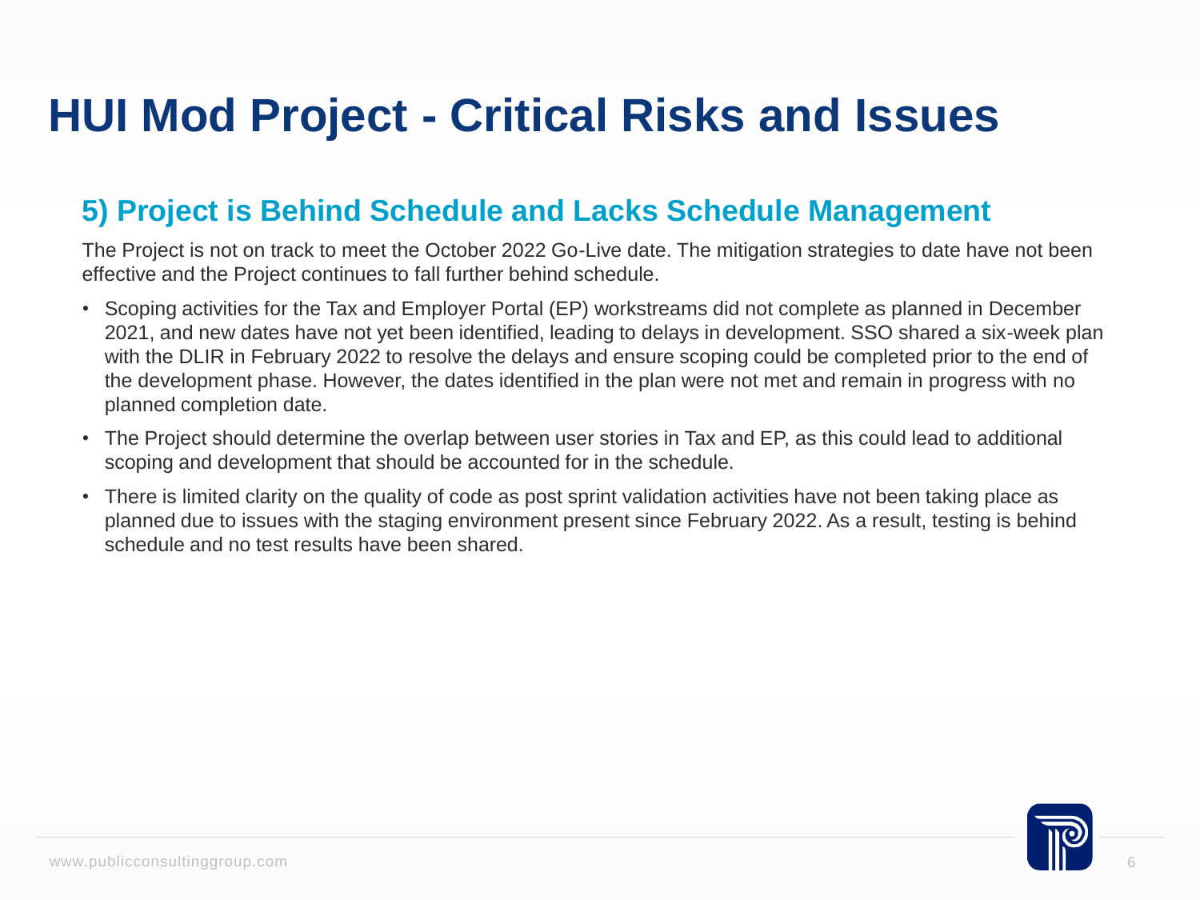# HUI Mod Project - Critical Risks and Issues

## 5) Project is Behind Schedule and Lacks Schedule Management

The Project is not on track to meet the October 2022 Go-Live date. The mitigation strategies to date have not been effective and the Project continues to fall further behind schedule.

- Scoping activities for the Tax and Employer Portal (EP) workstreams did not complete as planned in December 2021, and new dates have not yet been identified, leading to delays in development. SSO shared a six-week plan with the DLIR in February 2022 to resolve the delays and ensure scoping could be completed prior to the end of the development phase. However, the dates identified in the plan were not met and remain in progress with no planned completion date.
- The Project should determine the overlap between user stories in Tax and EP, as this could lead to additional scoping and development that should be accounted for in the schedule.
- There is limited clarity on the quality of code as post sprint validation activities have not been taking place as planned due to issues with the staging environment present since February 2022. As a result, testing is behind schedule and no test results have been shared.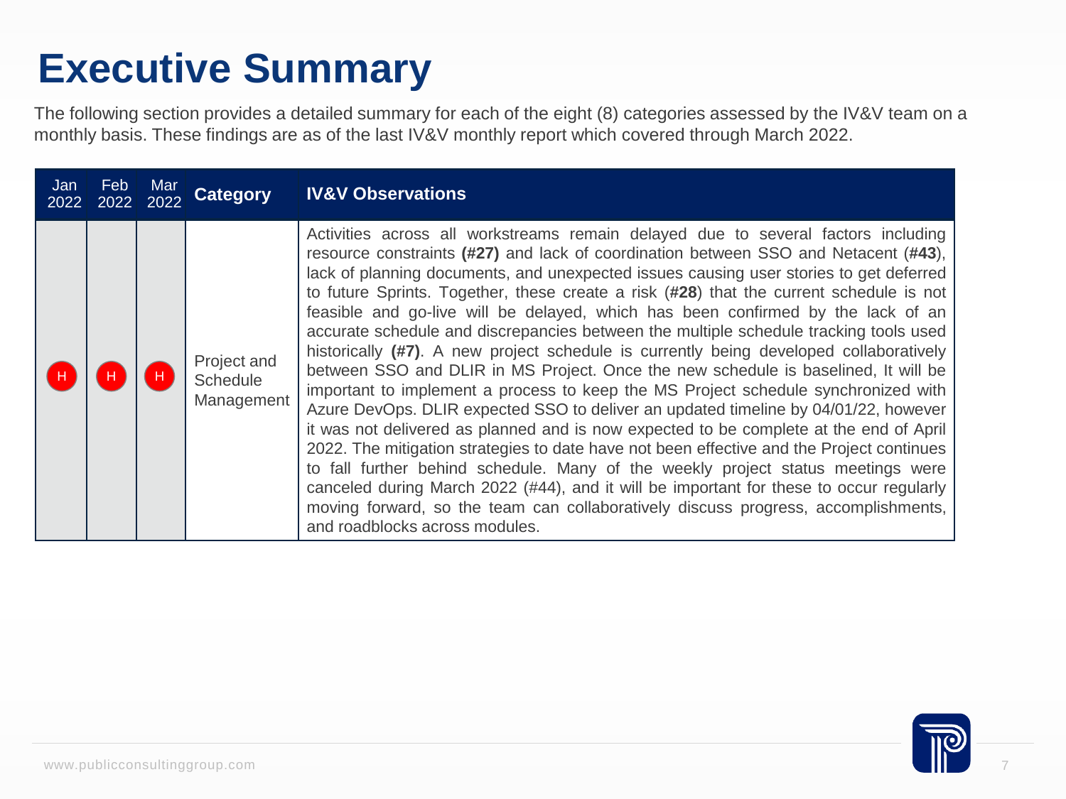# Executive Summary

The following section provides a detailed summary for each of the eight (8) categories assessed by the IV&V team on a monthly basis. These findings are as of the last IV&V monthly report which covered through March 2022.

| Jan 2022 | Feb 2022 | Mar 2022 | Category | IV&V Observations |
|---|---|---|---|---|
| H | H | H | Project and Schedule Management | Activities across all workstreams remain delayed due to several factors including resource constraints **(#27)** and lack of coordination between SSO and Netacent (**#43**), lack of planning documents, and unexpected issues causing user stories to get deferred to future Sprints. Together, these create a risk (**#28**) that the current schedule is not feasible and go-live will be delayed, which has been confirmed by the lack of an accurate schedule and discrepancies between the multiple schedule tracking tools used historically **(#7)**. A new project schedule is currently being developed collaboratively between SSO and DLIR in MS Project. Once the new schedule is baselined, It will be important to implement a process to keep the MS Project schedule synchronized with Azure DevOps. DLIR expected SSO to deliver an updated timeline by 04/01/22, however it was not delivered as planned and is now expected to be complete at the end of April 2022. The mitigation strategies to date have not been effective and the Project continues to fall further behind schedule. Many of the weekly project status meetings were canceled during March 2022 (#44), and it will be important for these to occur regularly moving forward, so the team can collaboratively discuss progress, accomplishments, and roadblocks across modules. |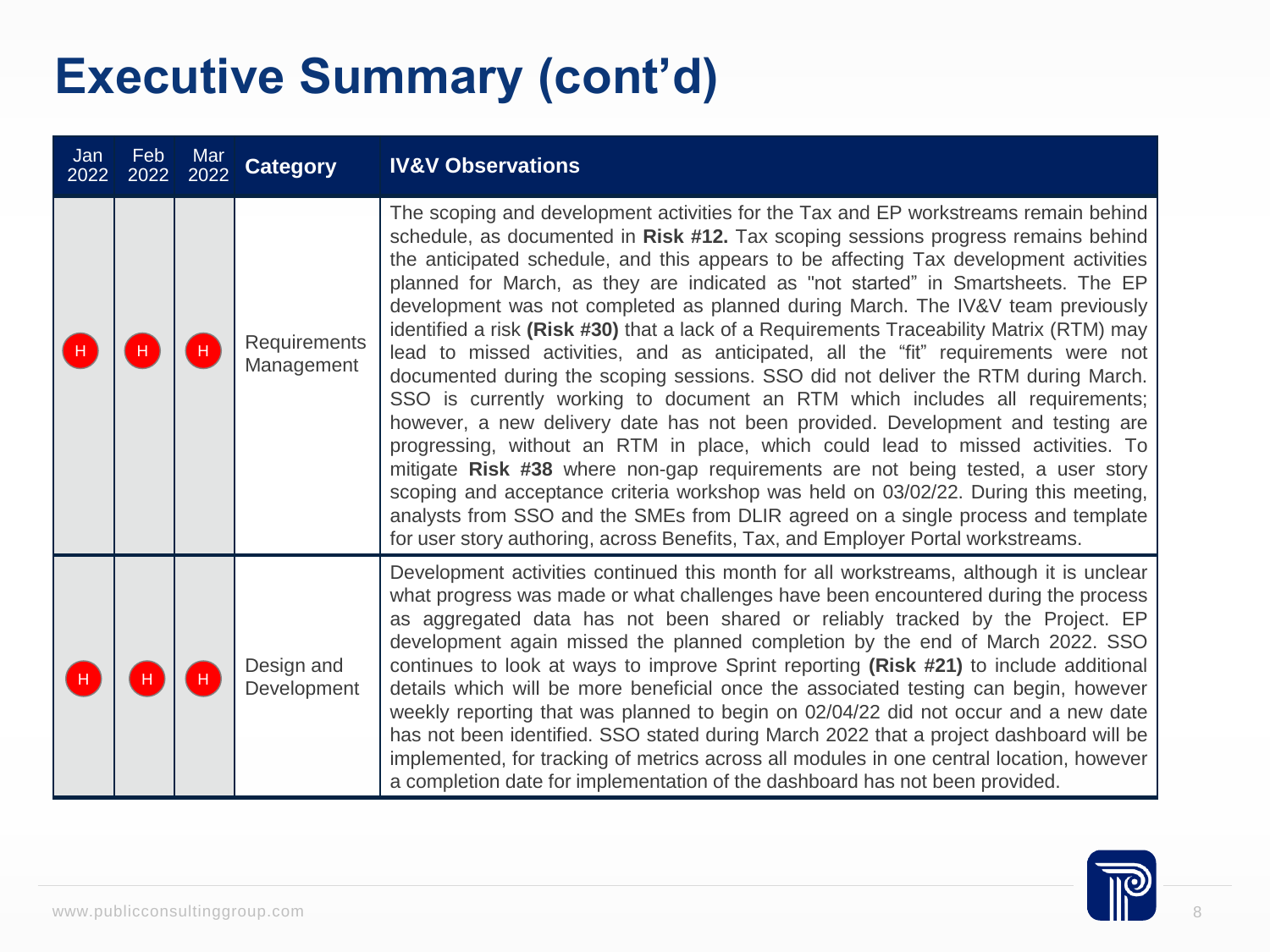# Executive Summary (cont'd)

| Jan 2022 | Feb 2022 | Mar 2022 | Category | IV&V Observations |
|---|---|---|---|---|
| H | H | H | Requirements Management | The scoping and development activities for the Tax and EP workstreams remain behind schedule, as documented in **Risk #12.** Tax scoping sessions progress remains behind the anticipated schedule, and this appears to be affecting Tax development activities planned for March, as they are indicated as "not started" in Smartsheets. The EP development was not completed as planned during March. The IV&V team previously identified a risk **(Risk #30)** that a lack of a Requirements Traceability Matrix (RTM) may lead to missed activities, and as anticipated, all the "fit" requirements were not documented during the scoping sessions. SSO did not deliver the RTM during March. SSO is currently working to document an RTM which includes all requirements; however, a new delivery date has not been provided. Development and testing are progressing, without an RTM in place, which could lead to missed activities. To mitigate **Risk #38** where non-gap requirements are not being tested, a user story scoping and acceptance criteria workshop was held on 03/02/22. During this meeting, analysts from SSO and the SMEs from DLIR agreed on a single process and template for user story authoring, across Benefits, Tax, and Employer Portal workstreams. |
| H | H | H | Design and Development | Development activities continued this month for all workstreams, although it is unclear what progress was made or what challenges have been encountered during the process as aggregated data has not been shared or reliably tracked by the Project. EP development again missed the planned completion by the end of March 2022. SSO continues to look at ways to improve Sprint reporting **(Risk #21)** to include additional details which will be more beneficial once the associated testing can begin, however weekly reporting that was planned to begin on 02/04/22 did not occur and a new date has not been identified. SSO stated during March 2022 that a project dashboard will be implemented, for tracking of metrics across all modules in one central location, however a completion date for implementation of the dashboard has not been provided. |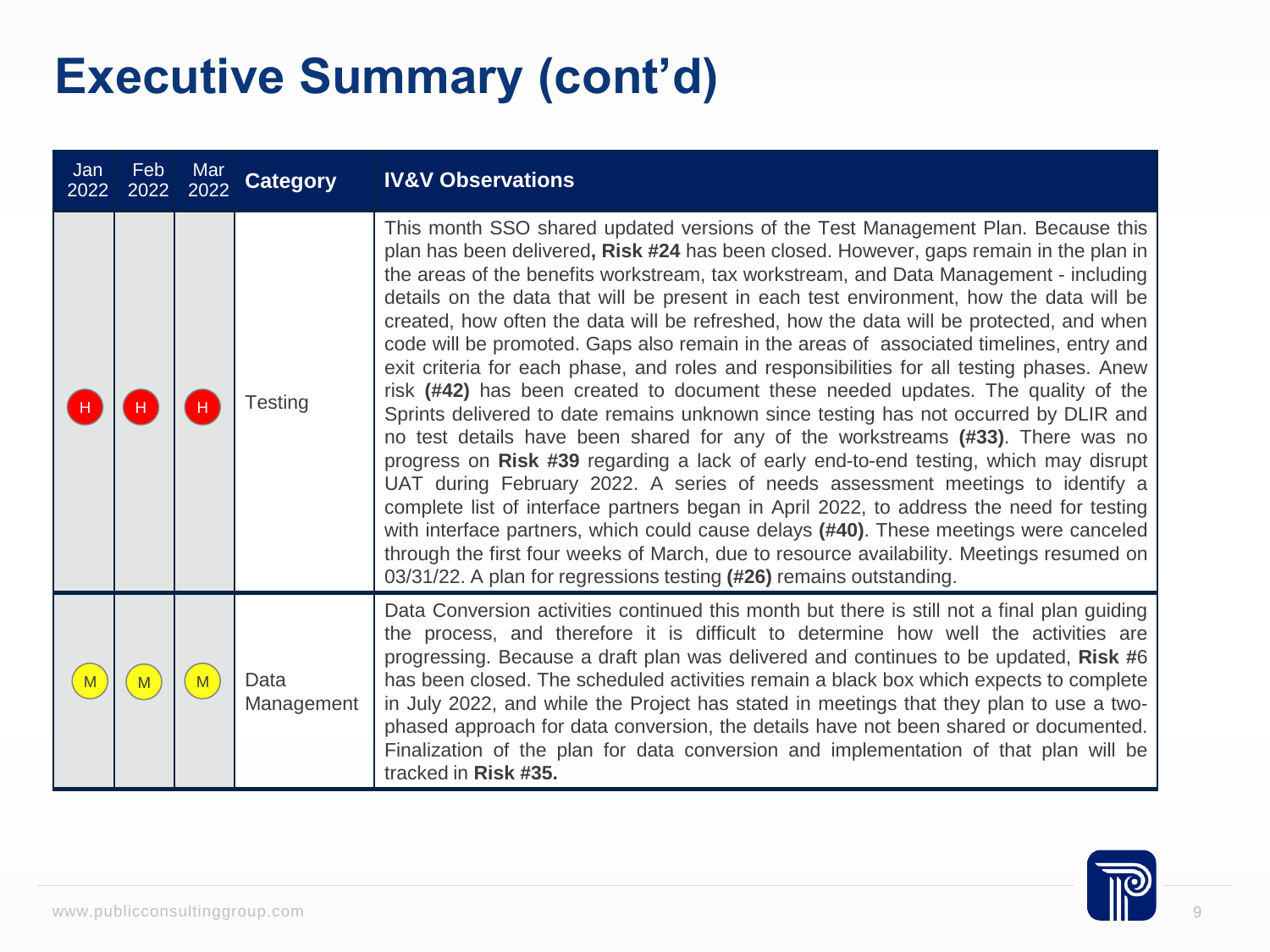# Executive Summary (cont'd)

| Jan 2022 | Feb 2022 | Mar 2022 | Category | IV&V Observations |
|---|---|---|---|---|
| H | H | H | Testing | This month SSO shared updated versions of the Test Management Plan. Because this plan has been delivered**, Risk #24** has been closed. However, gaps remain in the plan in the areas of the benefits workstream, tax workstream, and Data Management - including details on the data that will be present in each test environment, how the data will be created, how often the data will be refreshed, how the data will be protected, and when code will be promoted. Gaps also remain in the areas of associated timelines, entry and exit criteria for each phase, and roles and responsibilities for all testing phases. Anew risk **(#42)** has been created to document these needed updates. The quality of the Sprints delivered to date remains unknown since testing has not occurred by DLIR and no test details have been shared for any of the workstreams **(#33)**. There was no progress on **Risk #39** regarding a lack of early end-to-end testing, which may disrupt UAT during February 2022. A series of needs assessment meetings to identify a complete list of interface partners began in April 2022, to address the need for testing with interface partners, which could cause delays **(#40)**. These meetings were canceled through the first four weeks of March, due to resource availability. Meetings resumed on 03/31/22. A plan for regressions testing **(#26)** remains outstanding. |
| M | M | M | Data Management | Data Conversion activities continued this month but there is still not a final plan guiding the process, and therefore it is difficult to determine how well the activities are progressing. Because a draft plan was delivered and continues to be updated, **Risk** #6 has been closed. The scheduled activities remain a black box which expects to complete in July 2022, and while the Project has stated in meetings that they plan to use a two-phased approach for data conversion, the details have not been shared or documented. Finalization of the plan for data conversion and implementation of that plan will be tracked in **Risk #35.** |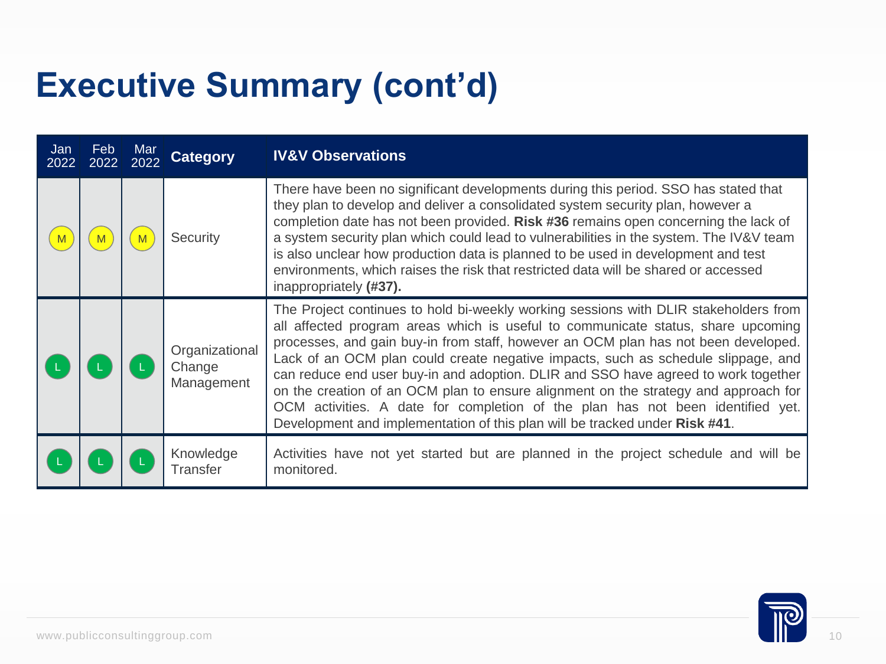# Executive Summary (cont'd)

| Jan 2022 | Feb 2022 | Mar 2022 | Category | IV&V Observations |
|---|---|---|---|---|
| M | M | M | Security | There have been no significant developments during this period. SSO has stated that they plan to develop and deliver a consolidated system security plan, however a completion date has not been provided. **Risk #36** remains open concerning the lack of a system security plan which could lead to vulnerabilities in the system. The IV&V team is also unclear how production data is planned to be used in development and test environments, which raises the risk that restricted data will be shared or accessed inappropriately **(#37).** |
| L | L | L | Organizational Change Management | The Project continues to hold bi-weekly working sessions with DLIR stakeholders from all affected program areas which is useful to communicate status, share upcoming processes, and gain buy-in from staff, however an OCM plan has not been developed. Lack of an OCM plan could create negative impacts, such as schedule slippage, and can reduce end user buy-in and adoption. DLIR and SSO have agreed to work together on the creation of an OCM plan to ensure alignment on the strategy and approach for OCM activities. A date for completion of the plan has not been identified yet. Development and implementation of this plan will be tracked under **Risk #41**. |
| L | L | L | Knowledge Transfer | Activities have not yet started but are planned in the project schedule and will be monitored. |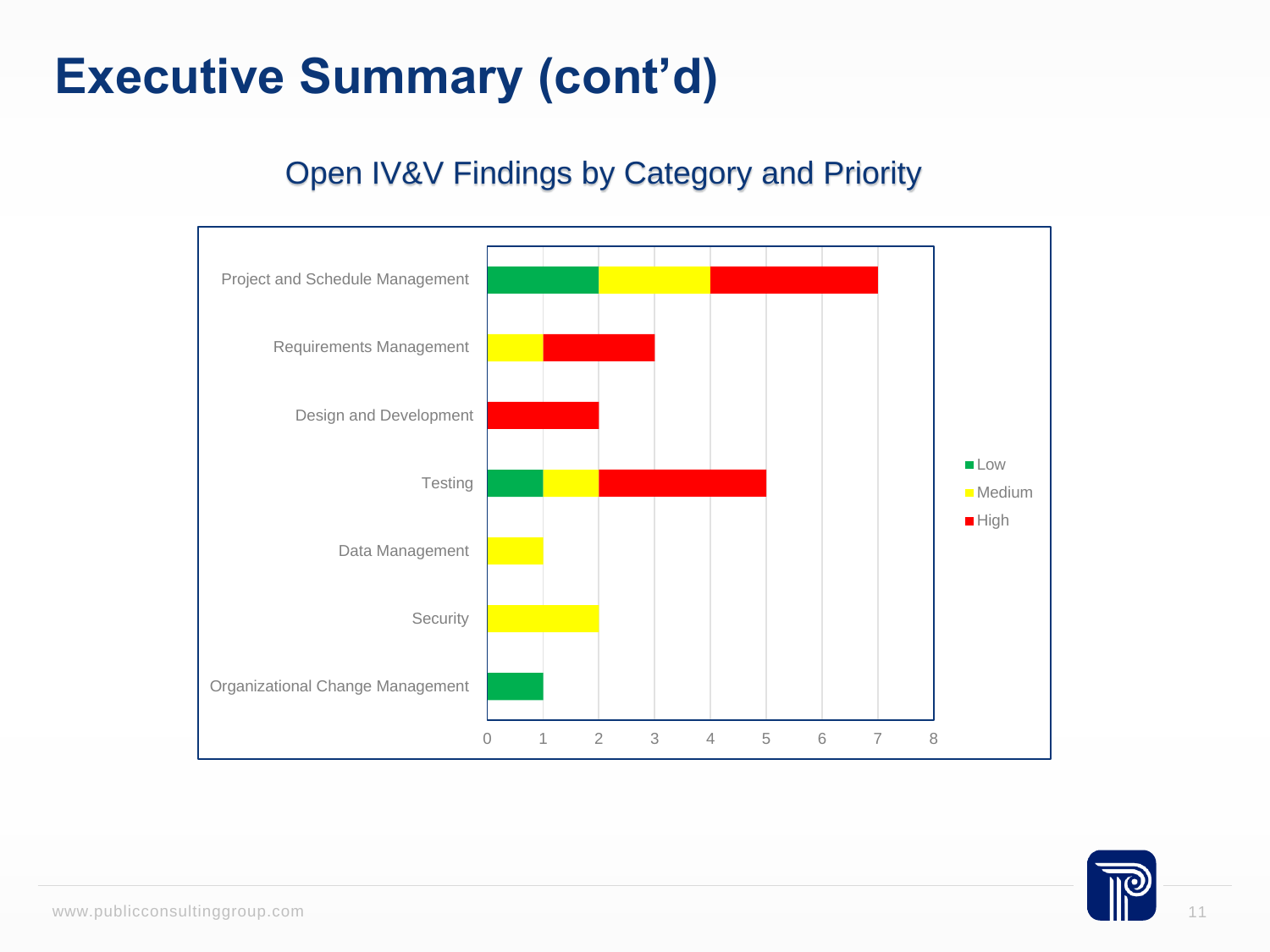# Executive Summary (cont'd)

## Open IV&V Findings by Category and Priority

| Category | Low | Medium | High |
|---|---|---|---|
| Project and Schedule Management | 2 | 2 | 3 |
| Requirements Management | 0 | 1 | 2 |
| Design and Development | 0 | 0 | 2 |
| Testing | 1 | 1 | 3 |
| Data Management | 0 | 1 | 0 |
| Security | 0 | 2 | 0 |
| Organizational Change Management | 1 | 0 | 0 |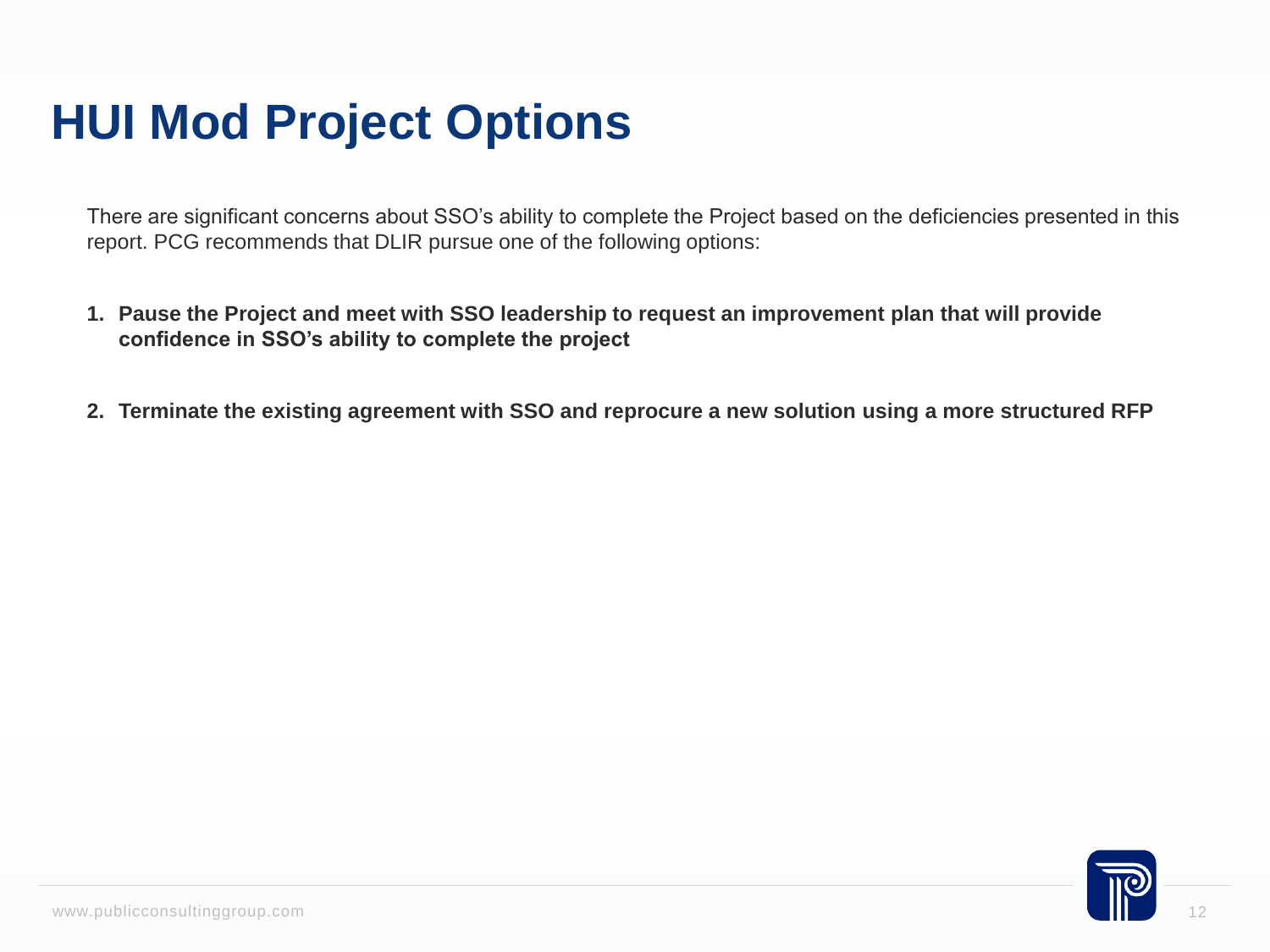# HUI Mod Project Options

There are significant concerns about SSO's ability to complete the Project based on the deficiencies presented in this report. PCG recommends that DLIR pursue one of the following options:

1. **Pause the Project and meet with SSO leadership to request an improvement plan that will provide confidence in SSO's ability to complete the project**

2. **Terminate the existing agreement with SSO and reprocure a new solution using a more structured RFP**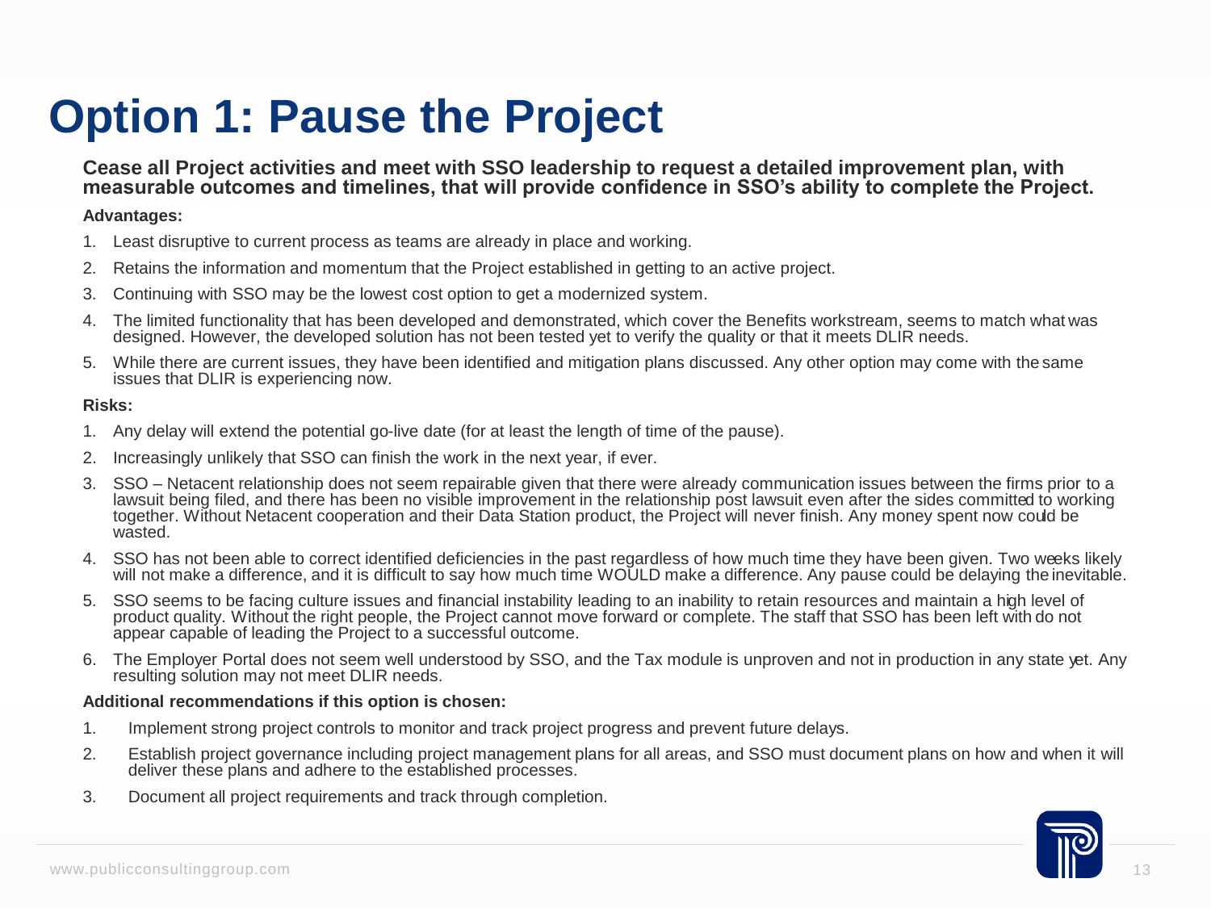# Option 1: Pause the Project

**Cease all Project activities and meet with SSO leadership to request a detailed improvement plan, with measurable outcomes and timelines, that will provide confidence in SSO's ability to complete the Project.**

**Advantages:**

1. Least disruptive to current process as teams are already in place and working.
2. Retains the information and momentum that the Project established in getting to an active project.
3. Continuing with SSO may be the lowest cost option to get a modernized system.
4. The limited functionality that has been developed and demonstrated, which cover the Benefits workstream, seems to match what was designed. However, the developed solution has not been tested yet to verify the quality or that it meets DLIR needs.
5. While there are current issues, they have been identified and mitigation plans discussed. Any other option may come with the same issues that DLIR is experiencing now.

**Risks:**

1. Any delay will extend the potential go-live date (for at least the length of time of the pause).
2. Increasingly unlikely that SSO can finish the work in the next year, if ever.
3. SSO – Netacent relationship does not seem repairable given that there were already communication issues between the firms prior to a lawsuit being filed, and there has been no visible improvement in the relationship post lawsuit even after the sides committed to working together. Without Netacent cooperation and their Data Station product, the Project will never finish. Any money spent now could be wasted.
4. SSO has not been able to correct identified deficiencies in the past regardless of how much time they have been given. Two weeks likely will not make a difference, and it is difficult to say how much time WOULD make a difference. Any pause could be delaying the inevitable.
5. SSO seems to be facing culture issues and financial instability leading to an inability to retain resources and maintain a high level of product quality. Without the right people, the Project cannot move forward or complete. The staff that SSO has been left with do not appear capable of leading the Project to a successful outcome.
6. The Employer Portal does not seem well understood by SSO, and the Tax module is unproven and not in production in any state yet. Any resulting solution may not meet DLIR needs.

**Additional recommendations if this option is chosen:**

1. Implement strong project controls to monitor and track project progress and prevent future delays.
2. Establish project governance including project management plans for all areas, and SSO must document plans on how and when it will deliver these plans and adhere to the established processes.
3. Document all project requirements and track through completion.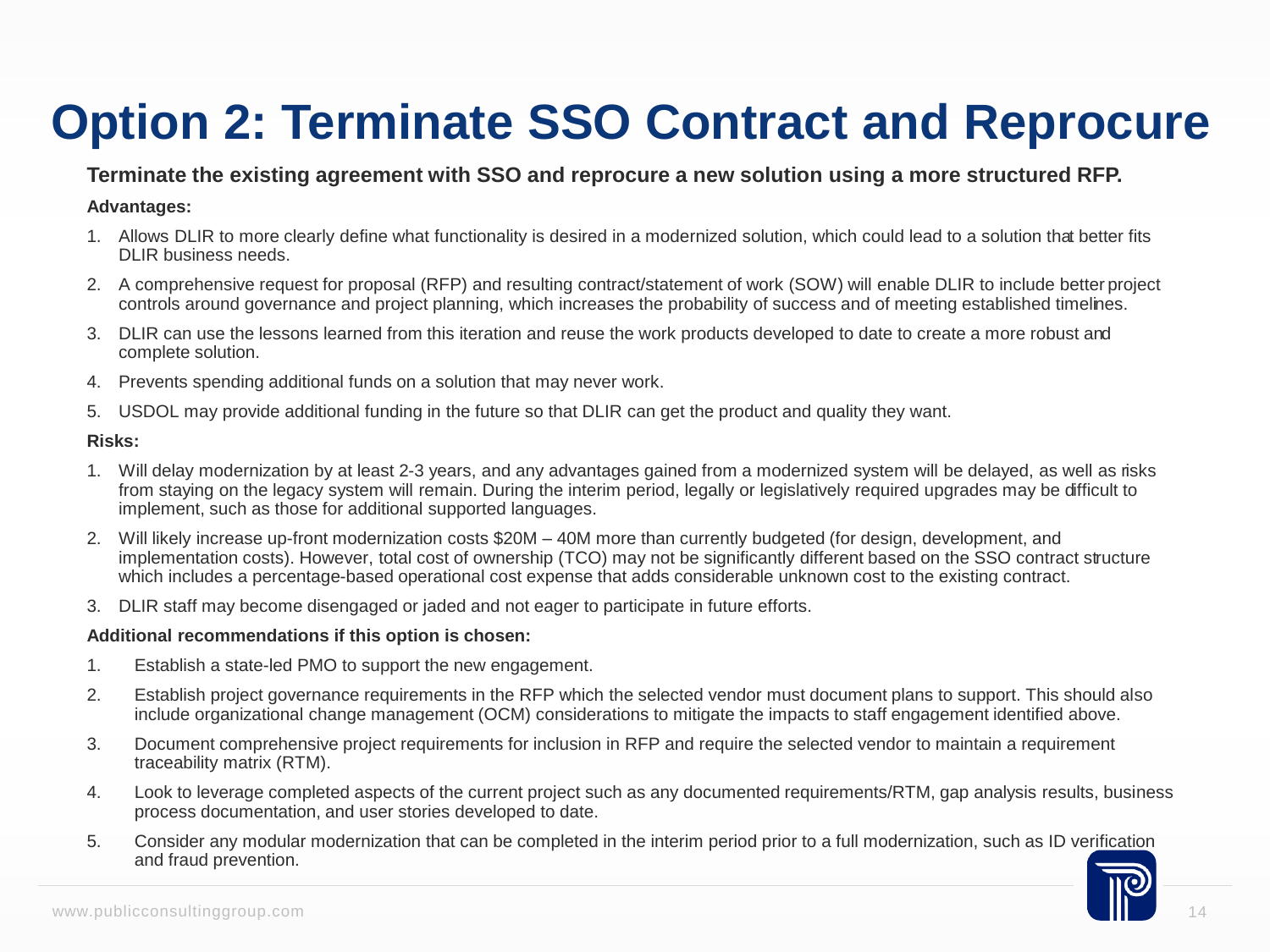# Option 2: Terminate SSO Contract and Reprocure

**Terminate the existing agreement with SSO and reprocure a new solution using a more structured RFP.**

**Advantages:**

1. Allows DLIR to more clearly define what functionality is desired in a modernized solution, which could lead to a solution that better fits DLIR business needs.
2. A comprehensive request for proposal (RFP) and resulting contract/statement of work (SOW) will enable DLIR to include better project controls around governance and project planning, which increases the probability of success and of meeting established timelines.
3. DLIR can use the lessons learned from this iteration and reuse the work products developed to date to create a more robust and complete solution.
4. Prevents spending additional funds on a solution that may never work.
5. USDOL may provide additional funding in the future so that DLIR can get the product and quality they want.

**Risks:**

1. Will delay modernization by at least 2-3 years, and any advantages gained from a modernized system will be delayed, as well as risks from staying on the legacy system will remain. During the interim period, legally or legislatively required upgrades may be difficult to implement, such as those for additional supported languages.
2. Will likely increase up-front modernization costs $20M – 40M more than currently budgeted (for design, development, and implementation costs). However, total cost of ownership (TCO) may not be significantly different based on the SSO contract structure which includes a percentage-based operational cost expense that adds considerable unknown cost to the existing contract.
3. DLIR staff may become disengaged or jaded and not eager to participate in future efforts.

**Additional recommendations if this option is chosen:**

1. Establish a state-led PMO to support the new engagement.
2. Establish project governance requirements in the RFP which the selected vendor must document plans to support. This should also include organizational change management (OCM) considerations to mitigate the impacts to staff engagement identified above.
3. Document comprehensive project requirements for inclusion in RFP and require the selected vendor to maintain a requirement traceability matrix (RTM).
4. Look to leverage completed aspects of the current project such as any documented requirements/RTM, gap analysis results, business process documentation, and user stories developed to date.
5. Consider any modular modernization that can be completed in the interim period prior to a full modernization, such as ID verification and fraud prevention.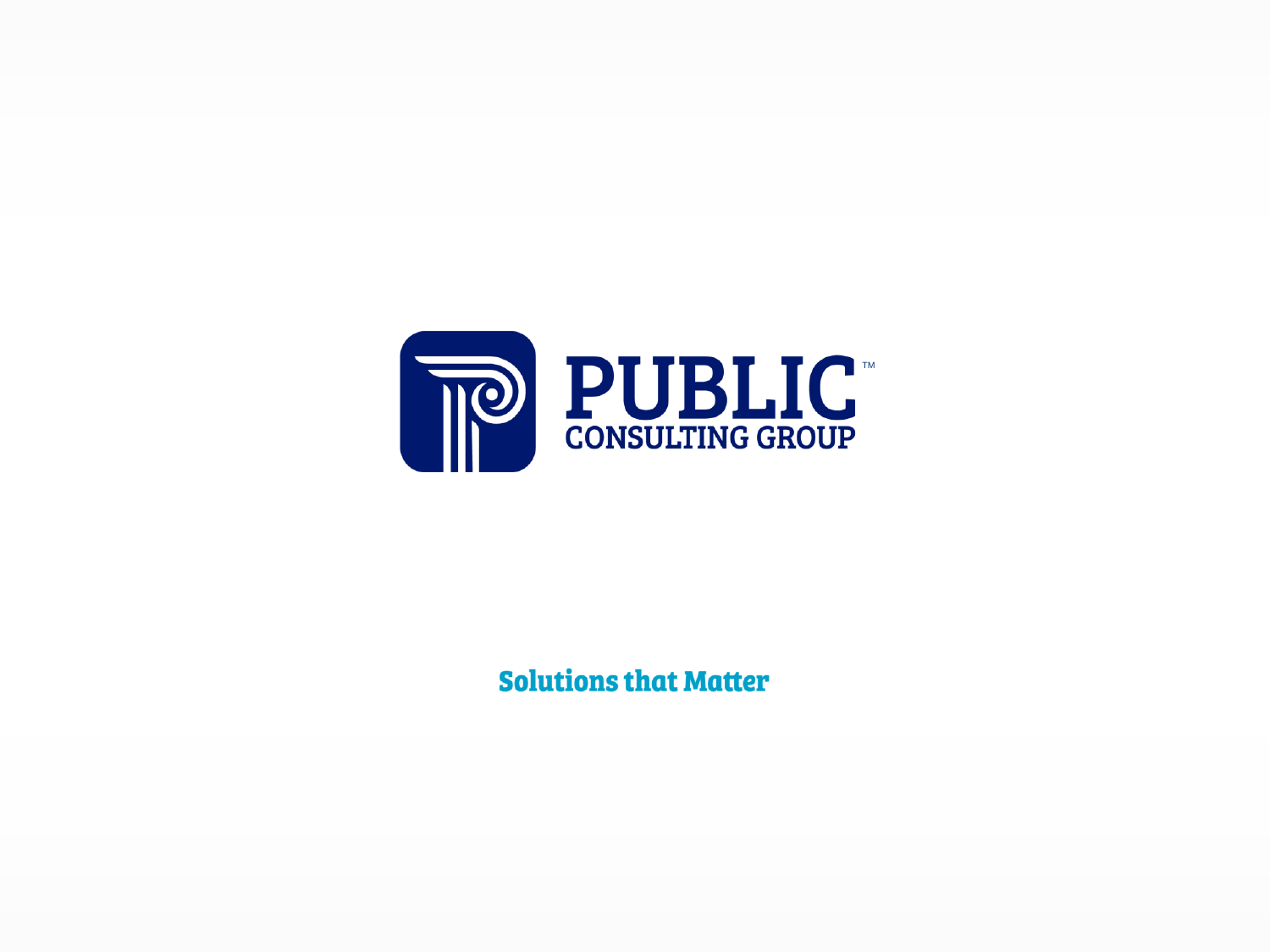PUBLIC™

CONSULTING GROUP

Solutions that Matter